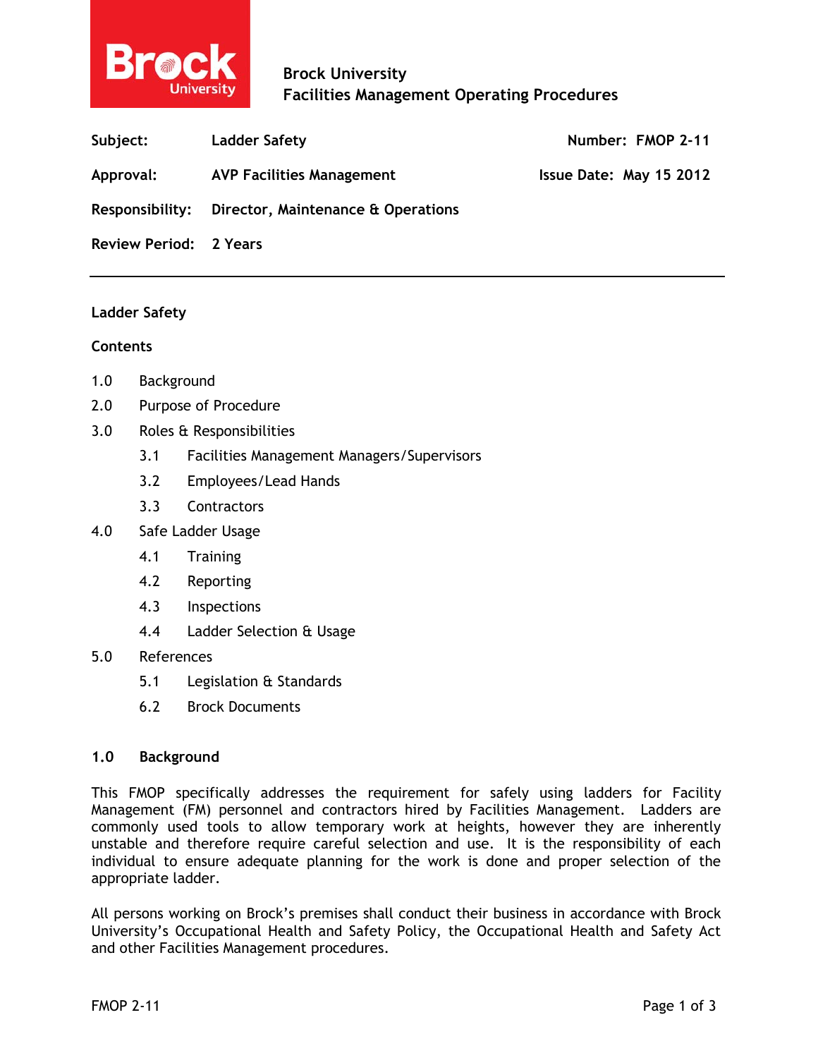Brock University
Facilities Management Operating Procedures

| Subject: | Ladder Safety | Number: FMOP 2-11 |
|---|---|---|
| Approval: | AVP Facilities Management | Issue Date: May 15 2012 |
| Responsibility: | Director, Maintenance & Operations | |
| Review Period: | 2 Years | |

---

**Ladder Safety**

**Contents**

1.0 Background

2.0 Purpose of Procedure

3.0 Roles & Responsibilities

- 3.1 Facilities Management Managers/Supervisors
- 3.2 Employees/Lead Hands
- 3.3 Contractors

4.0 Safe Ladder Usage

- 4.1 Training
- 4.2 Reporting
- 4.3 Inspections
- 4.4 Ladder Selection & Usage

5.0 References

- 5.1 Legislation & Standards
- 6.2 Brock Documents

## 1.0 Background

This FMOP specifically addresses the requirement for safely using ladders for Facility Management (FM) personnel and contractors hired by Facilities Management. Ladders are commonly used tools to allow temporary work at heights, however they are inherently unstable and therefore require careful selection and use. It is the responsibility of each individual to ensure adequate planning for the work is done and proper selection of the appropriate ladder.

All persons working on Brock's premises shall conduct their business in accordance with Brock University's Occupational Health and Safety Policy, the Occupational Health and Safety Act and other Facilities Management procedures.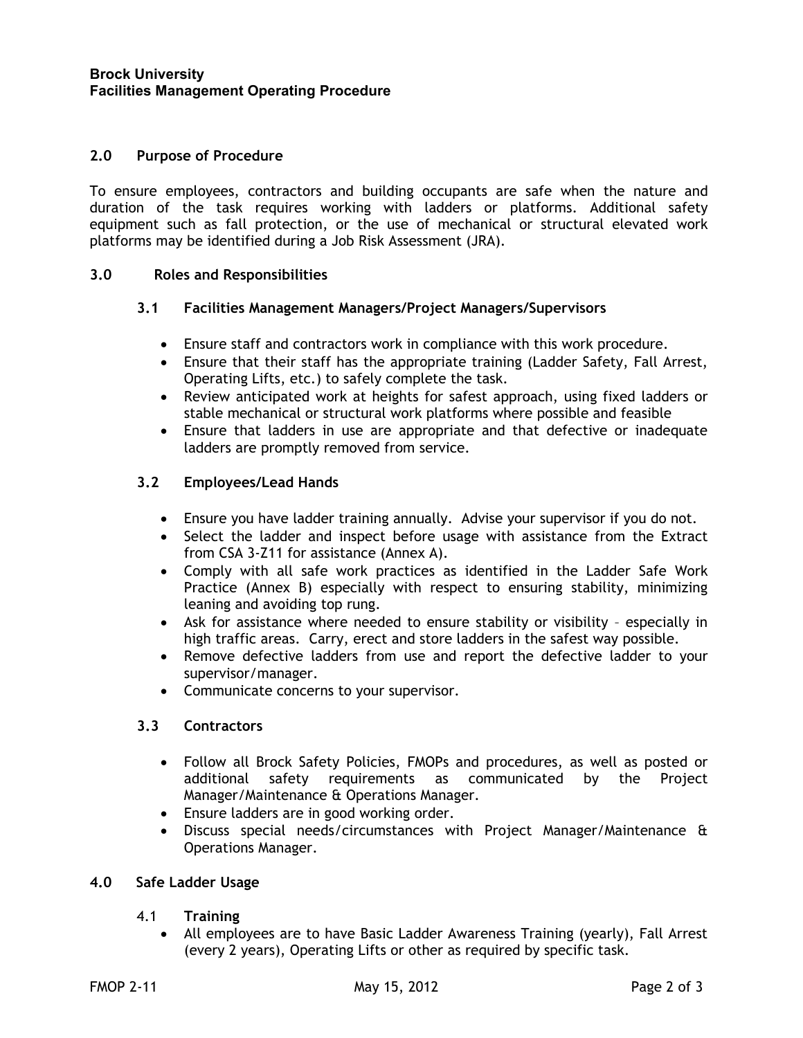## 2.0 Purpose of Procedure

To ensure employees, contractors and building occupants are safe when the nature and duration of the task requires working with ladders or platforms. Additional safety equipment such as fall protection, or the use of mechanical or structural elevated work platforms may be identified during a Job Risk Assessment (JRA).

## 3.0 Roles and Responsibilities

### 3.1 Facilities Management Managers/Project Managers/Supervisors

- Ensure staff and contractors work in compliance with this work procedure.
- Ensure that their staff has the appropriate training (Ladder Safety, Fall Arrest, Operating Lifts, etc.) to safely complete the task.
- Review anticipated work at heights for safest approach, using fixed ladders or stable mechanical or structural work platforms where possible and feasible
- Ensure that ladders in use are appropriate and that defective or inadequate ladders are promptly removed from service.

### 3.2 Employees/Lead Hands

- Ensure you have ladder training annually. Advise your supervisor if you do not.
- Select the ladder and inspect before usage with assistance from the Extract from CSA 3-Z11 for assistance (Annex A).
- Comply with all safe work practices as identified in the Ladder Safe Work Practice (Annex B) especially with respect to ensuring stability, minimizing leaning and avoiding top rung.
- Ask for assistance where needed to ensure stability or visibility – especially in high traffic areas. Carry, erect and store ladders in the safest way possible.
- Remove defective ladders from use and report the defective ladder to your supervisor/manager.
- Communicate concerns to your supervisor.

### 3.3 Contractors

- Follow all Brock Safety Policies, FMOPs and procedures, as well as posted or additional safety requirements as communicated by the Project Manager/Maintenance & Operations Manager.
- Ensure ladders are in good working order.
- Discuss special needs/circumstances with Project Manager/Maintenance & Operations Manager.

## 4.0 Safe Ladder Usage

### 4.1 Training

- All employees are to have Basic Ladder Awareness Training (yearly), Fall Arrest (every 2 years), Operating Lifts or other as required by specific task.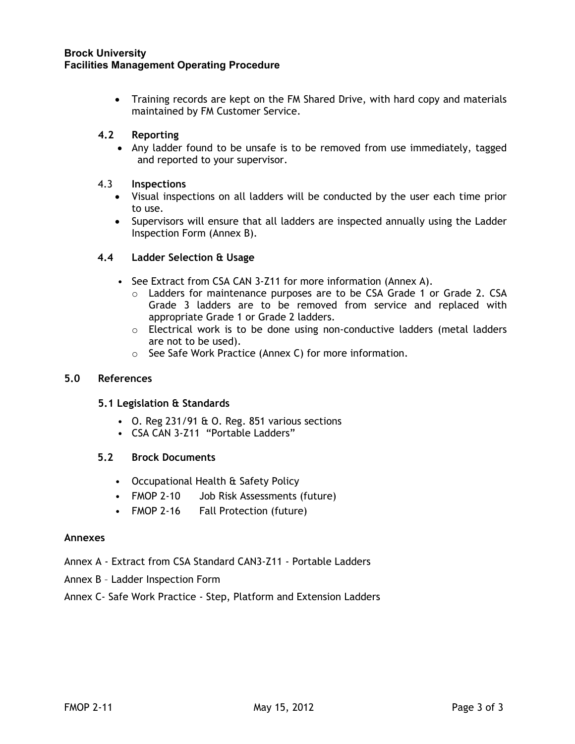- Training records are kept on the FM Shared Drive, with hard copy and materials maintained by FM Customer Service.

### 4.2 Reporting

- Any ladder found to be unsafe is to be removed from use immediately, tagged and reported to your supervisor.

### 4.3 Inspections

- Visual inspections on all ladders will be conducted by the user each time prior to use.
- Supervisors will ensure that all ladders are inspected annually using the Ladder Inspection Form (Annex B).

### 4.4 Ladder Selection & Usage

- See Extract from CSA CAN 3-Z11 for more information (Annex A).
  - Ladders for maintenance purposes are to be CSA Grade 1 or Grade 2. CSA Grade 3 ladders are to be removed from service and replaced with appropriate Grade 1 or Grade 2 ladders.
  - Electrical work is to be done using non-conductive ladders (metal ladders are not to be used).
  - See Safe Work Practice (Annex C) for more information.

## 5.0 References

### 5.1 Legislation & Standards

- O. Reg 231/91 & O. Reg. 851 various sections
- CSA CAN 3-Z11 "Portable Ladders"

### 5.2 Brock Documents

- Occupational Health & Safety Policy
- FMOP 2-10 Job Risk Assessments (future)
- FMOP 2-16 Fall Protection (future)

## Annexes

Annex A - Extract from CSA Standard CAN3-Z11 - Portable Ladders

Annex B – Ladder Inspection Form

Annex C- Safe Work Practice - Step, Platform and Extension Ladders